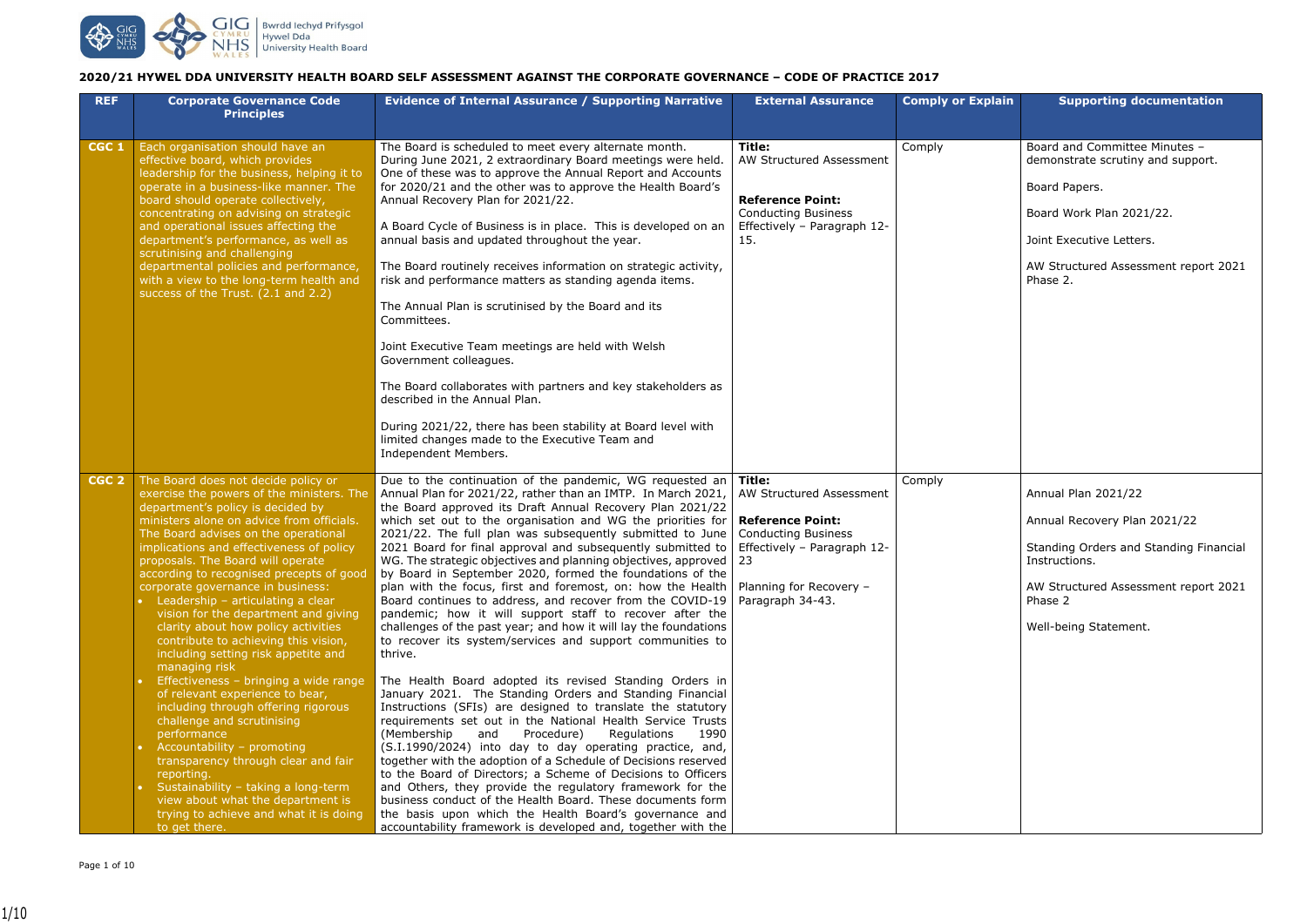**2020/21 HYWEL DDA UNIVERSITY HEALTH BOARD SELF ASSESSMENT AGAINST THE CORPORATE GOVERNANCE – CODE OF PRACTICE 2017**

| REF | Corporate Governance Code Principles | Evidence of Internal Assurance / Supporting Narrative | External Assurance | Comply or Explain | Supporting documentation |
|---|---|---|---|---|---|
| CGC 1 | Each organisation should have an effective board, which provides leadership for the business, helping it to operate in a business-like manner. The board should operate collectively, concentrating on advising on strategic and operational issues affecting the department's performance, as well as scrutinising and challenging departmental policies and performance, with a view to the long-term health and success of the Trust. (2.1 and 2.2) | The Board is scheduled to meet every alternate month. During June 2021, 2 extraordinary Board meetings were held. One of these was to approve the Annual Report and Accounts for 2020/21 and the other was to approve the Health Board's Annual Recovery Plan for 2021/22.<br><br>A Board Cycle of Business is in place. This is developed on an annual basis and updated throughout the year.<br><br>The Board routinely receives information on strategic activity, risk and performance matters as standing agenda items.<br><br>The Annual Plan is scrutinised by the Board and its Committees.<br><br>Joint Executive Team meetings are held with Welsh Government colleagues.<br><br>The Board collaborates with partners and key stakeholders as described in the Annual Plan.<br><br>During 2021/22, there has been stability at Board level with limited changes made to the Executive Team and Independent Members. | **Title:**<br>AW Structured Assessment<br><br>**Reference Point:**<br>Conducting Business Effectively – Paragraph 12-15. | Comply | Board and Committee Minutes – demonstrate scrutiny and support.<br><br>Board Papers.<br><br>Board Work Plan 2021/22.<br><br>Joint Executive Letters.<br><br>AW Structured Assessment report 2021 Phase 2. |
| CGC 2 | The Board does not decide policy or exercise the powers of the ministers. The department's policy is decided by ministers alone on advice from officials. The Board advises on the operational implications and effectiveness of policy proposals. The Board will operate according to recognised precepts of good corporate governance in business:<br>• Leadership – articulating a clear vision for the department and giving clarity about how policy activities contribute to achieving this vision, including setting risk appetite and managing risk<br>• Effectiveness – bringing a wide range of relevant experience to bear, including through offering rigorous challenge and scrutinising performance<br>• Accountability – promoting transparency through clear and fair reporting.<br>• Sustainability – taking a long-term view about what the department is trying to achieve and what it is doing to get there. | Due to the continuation of the pandemic, WG requested an Annual Plan for 2021/22, rather than an IMTP. In March 2021, the Board approved its Draft Annual Recovery Plan 2021/22 which set out to the organisation and WG the priorities for 2021/22. The full plan was subsequently submitted to June 2021 Board for final approval and subsequently submitted to WG. The strategic objectives and planning objectives, approved by Board in September 2020, formed the foundations of the plan with the focus, first and foremost, on: how the Health Board continues to address, and recover from the COVID-19 pandemic; how it will support staff to recover after the challenges of the past year; and how it will lay the foundations to recover its system/services and support communities to thrive.<br><br>The Health Board adopted its revised Standing Orders in January 2021. The Standing Orders and Standing Financial Instructions (SFIs) are designed to translate the statutory requirements set out in the National Health Service Trusts (Membership and Procedure) Regulations 1990 (S.I.1990/2024) into day to day operating practice, and, together with the adoption of a Schedule of Decisions reserved to the Board of Directors; a Scheme of Decisions to Officers and Others, they provide the regulatory framework for the business conduct of the Health Board. These documents form the basis upon which the Health Board's governance and accountability framework is developed and, together with the | **Title:**<br>AW Structured Assessment<br><br>**Reference Point:**<br>Conducting Business Effectively – Paragraph 12-23<br><br>Planning for Recovery – Paragraph 34-43. | Comply | Annual Plan 2021/22<br><br>Annual Recovery Plan 2021/22<br><br>Standing Orders and Standing Financial Instructions.<br><br>AW Structured Assessment report 2021 Phase 2<br><br>Well-being Statement. |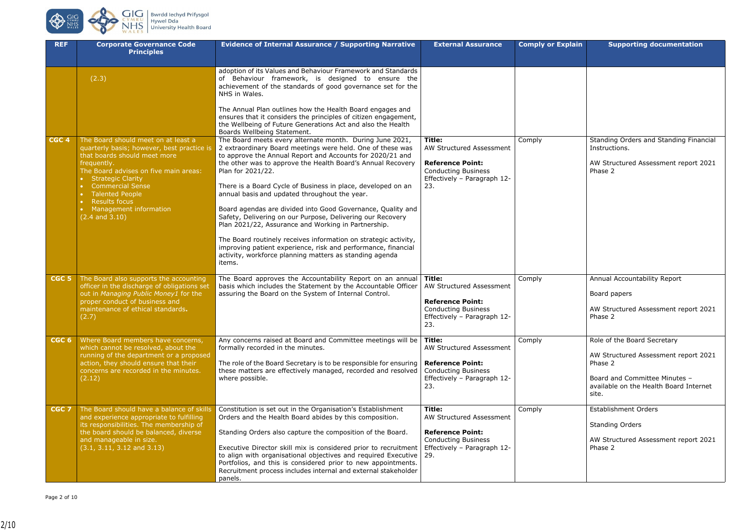| REF | Corporate Governance Code Principles | Evidence of Internal Assurance / Supporting Narrative | External Assurance | Comply or Explain | Supporting documentation |
|---|---|---|---|---|---|
| | (2.3) | adoption of its Values and Behaviour Framework and Standards of Behaviour framework, is designed to ensure the achievement of the standards of good governance set for the NHS in Wales.<br><br>The Annual Plan outlines how the Health Board engages and ensures that it considers the principles of citizen engagement, the Wellbeing of Future Generations Act and also the Health Boards Wellbeing Statement. | | | |
| **CGC 4** | The Board should meet on at least a quarterly basis; however, best practice is that boards should meet more frequently.<br>The Board advises on five main areas:<br>• Strategic Clarity<br>• Commercial Sense<br>• Talented People<br>• Results focus<br>• Management information<br>(2.4 and 3.10) | The Board meets every alternate month. During June 2021, 2 extraordinary Board meetings were held. One of these was to approve the Annual Report and Accounts for 2020/21 and the other was to approve the Health Board's Annual Recovery Plan for 2021/22.<br><br>There is a Board Cycle of Business in place, developed on an annual basis and updated throughout the year.<br><br>Board agendas are divided into Good Governance, Quality and Safety, Delivering on our Purpose, Delivering our Recovery Plan 2021/22, Assurance and Working in Partnership.<br><br>The Board routinely receives information on strategic activity, improving patient experience, risk and performance, financial activity, workforce planning matters as standing agenda items. | **Title:**<br>AW Structured Assessment<br><br>**Reference Point:**<br>Conducting Business Effectively – Paragraph 12-23. | Comply | Standing Orders and Standing Financial Instructions.<br><br>AW Structured Assessment report 2021 Phase 2 |
| **CGC 5** | The Board also supports the accounting officer in the discharge of obligations set out in *Managing Public Money1* for the proper conduct of business and maintenance of ethical standards.<br>(2.7) | The Board approves the Accountability Report on an annual basis which includes the Statement by the Accountable Officer assuring the Board on the System of Internal Control. | **Title:**<br>AW Structured Assessment<br><br>**Reference Point:**<br>Conducting Business Effectively – Paragraph 12-23. | Comply | Annual Accountability Report<br><br>Board papers<br><br>AW Structured Assessment report 2021 Phase 2 |
| **CGC 6** | Where Board members have concerns, which cannot be resolved, about the running of the department or a proposed action, they should ensure that their concerns are recorded in the minutes.<br>(2.12) | Any concerns raised at Board and Committee meetings will be formally recorded in the minutes.<br><br>The role of the Board Secretary is to be responsible for ensuring these matters are effectively managed, recorded and resolved where possible. | **Title:**<br>AW Structured Assessment<br><br>**Reference Point:**<br>Conducting Business Effectively – Paragraph 12-23. | Comply | Role of the Board Secretary<br><br>AW Structured Assessment report 2021 Phase 2<br><br>Board and Committee Minutes – available on the Health Board Internet site. |
| **CGC 7** | The Board should have a balance of skills and experience appropriate to fulfilling its responsibilities. The membership of the board should be balanced, diverse and manageable in size.<br>(3.1, 3.11, 3.12 and 3.13) | Constitution is set out in the Organisation's Establishment Orders and the Health Board abides by this composition.<br><br>Standing Orders also capture the composition of the Board.<br><br>Executive Director skill mix is considered prior to recruitment to align with organisational objectives and required Executive Portfolios, and this is considered prior to new appointments. Recruitment process includes internal and external stakeholder panels. | **Title:**<br>AW Structured Assessment<br><br>**Reference Point:**<br>Conducting Business Effectively – Paragraph 12-29. | Comply | Establishment Orders<br><br>Standing Orders<br><br>AW Structured Assessment report 2021 Phase 2 |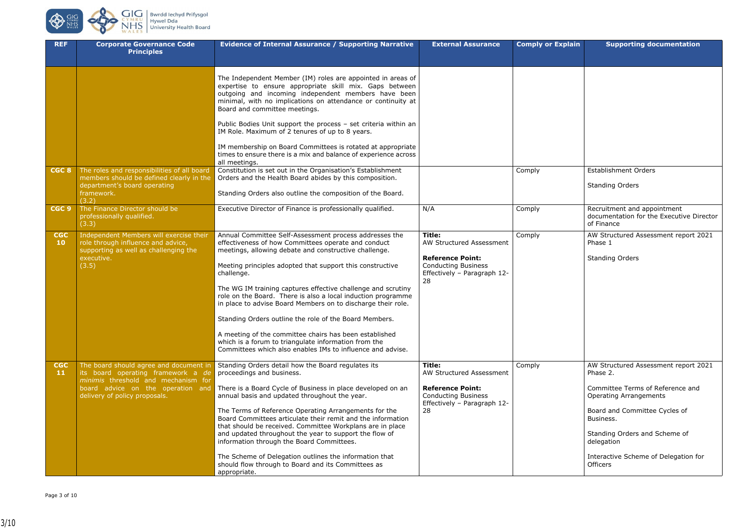| REF | Corporate Governance Code Principles | Evidence of Internal Assurance / Supporting Narrative | External Assurance | Comply or Explain | Supporting documentation |
|---|---|---|---|---|---|
| | | The Independent Member (IM) roles are appointed in areas of expertise to ensure appropriate skill mix. Gaps between outgoing and incoming independent members have been minimal, with no implications on attendance or continuity at Board and committee meetings.<br><br>Public Bodies Unit support the process – set criteria within an IM Role. Maximum of 2 tenures of up to 8 years.<br><br>IM membership on Board Committees is rotated at appropriate times to ensure there is a mix and balance of experience across all meetings. | | | |
| **CGC 8** | The roles and responsibilities of all board members should be defined clearly in the department's board operating framework.<br>(3.2) | Constitution is set out in the Organisation's Establishment Orders and the Health Board abides by this composition.<br><br>Standing Orders also outline the composition of the Board. | | Comply | Establishment Orders<br><br>Standing Orders |
| **CGC 9** | The Finance Director should be professionally qualified.<br>(3.3) | Executive Director of Finance is professionally qualified. | N/A | Comply | Recruitment and appointment documentation for the Executive Director of Finance |
| **CGC 10** | Independent Members will exercise their role through influence and advice, supporting as well as challenging the executive.<br>(3.5) | Annual Committee Self-Assessment process addresses the effectiveness of how Committees operate and conduct meetings, allowing debate and constructive challenge.<br><br>Meeting principles adopted that support this constructive challenge.<br><br>The WG IM training captures effective challenge and scrutiny role on the Board. There is also a local induction programme in place to advise Board Members on to discharge their role.<br><br>Standing Orders outline the role of the Board Members.<br><br>A meeting of the committee chairs has been established which is a forum to triangulate information from the Committees which also enables IMs to influence and advise. | **Title:**<br>AW Structured Assessment<br><br>**Reference Point:**<br>Conducting Business Effectively – Paragraph 12-28 | Comply | AW Structured Assessment report 2021 Phase 1<br><br>Standing Orders |
| **CGC 11** | The board should agree and document in its board operating framework a *de minimis* threshold and mechanism for board advice on the operation and delivery of policy proposals. | Standing Orders detail how the Board regulates its proceedings and business.<br><br>There is a Board Cycle of Business in place developed on an annual basis and updated throughout the year.<br><br>The Terms of Reference Operating Arrangements for the Board Committees articulate their remit and the information that should be received. Committee Workplans are in place and updated throughout the year to support the flow of information through the Board Committees.<br><br>The Scheme of Delegation outlines the information that should flow through to Board and its Committees as appropriate. | **Title:**<br>AW Structured Assessment<br><br>**Reference Point:**<br>Conducting Business Effectively – Paragraph 12-28 | Comply | AW Structured Assessment report 2021 Phase 2.<br><br>Committee Terms of Reference and Operating Arrangements<br><br>Board and Committee Cycles of Business.<br><br>Standing Orders and Scheme of delegation<br><br>Interactive Scheme of Delegation for Officers |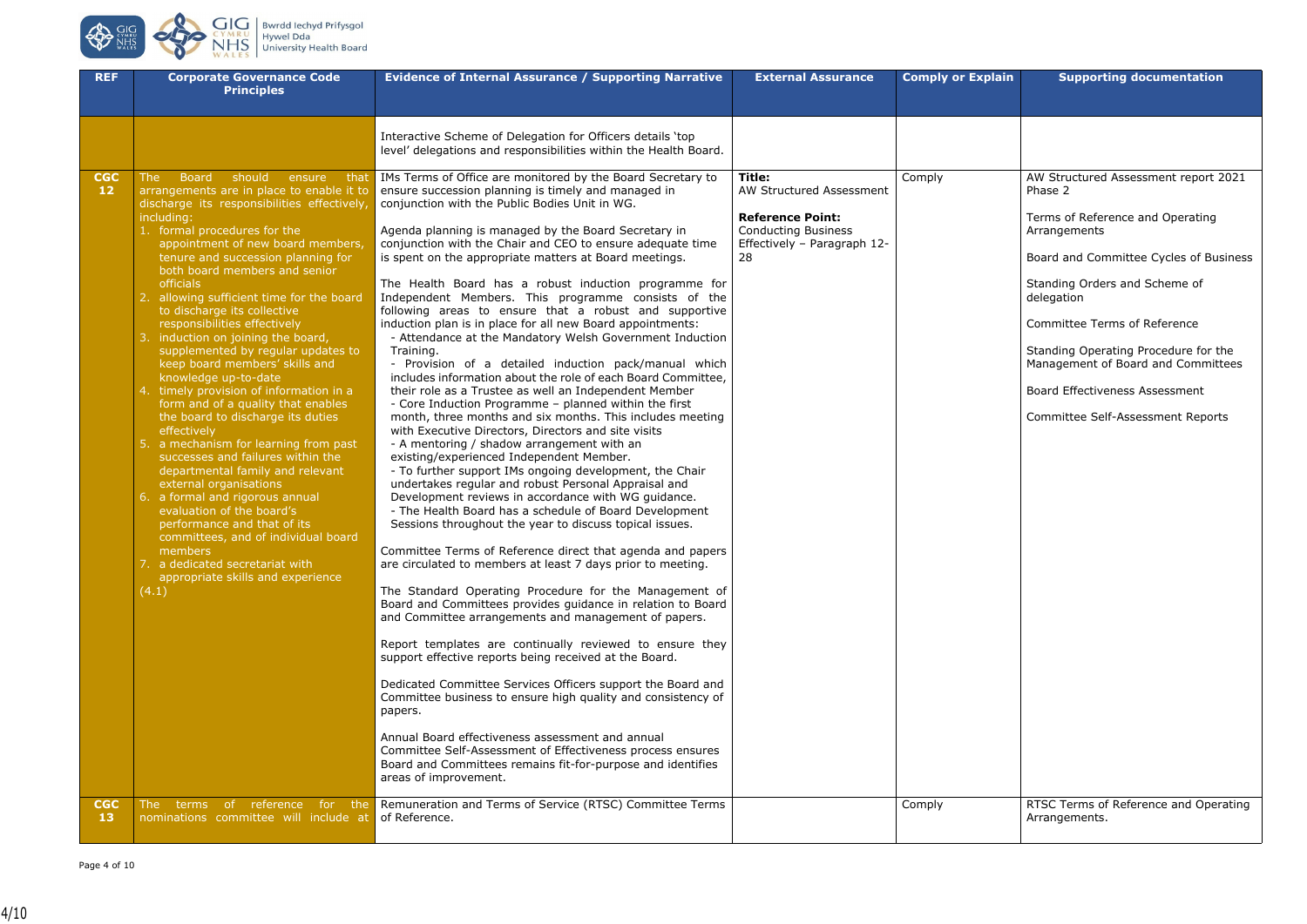| REF | Corporate Governance Code Principles | Evidence of Internal Assurance / Supporting Narrative | External Assurance | Comply or Explain | Supporting documentation |
|---|---|---|---|---|---|
| | | Interactive Scheme of Delegation for Officers details 'top level' delegations and responsibilities within the Health Board. | | | |
| CGC 12 | The Board should ensure that arrangements are in place to enable it to discharge its responsibilities effectively, including:<br>1. formal procedures for the appointment of new board members, tenure and succession planning for both board members and senior officials<br>2. allowing sufficient time for the board to discharge its collective responsibilities effectively<br>3. induction on joining the board, supplemented by regular updates to keep board members' skills and knowledge up-to-date<br>4. timely provision of information in a form and of a quality that enables the board to discharge its duties effectively<br>5. a mechanism for learning from past successes and failures within the departmental family and relevant external organisations<br>6. a formal and rigorous annual evaluation of the board's performance and that of its committees, and of individual board members<br>7. a dedicated secretariat with appropriate skills and experience<br>(4.1) | IMs Terms of Office are monitored by the Board Secretary to ensure succession planning is timely and managed in conjunction with the Public Bodies Unit in WG.<br><br>Agenda planning is managed by the Board Secretary in conjunction with the Chair and CEO to ensure adequate time is spent on the appropriate matters at Board meetings.<br><br>The Health Board has a robust induction programme for Independent Members. This programme consists of the following areas to ensure that a robust and supportive induction plan is in place for all new Board appointments:<br>- Attendance at the Mandatory Welsh Government Induction Training.<br>- Provision of a detailed induction pack/manual which includes information about the role of each Board Committee, their role as a Trustee as well an Independent Member<br>- Core Induction Programme – planned within the first month, three months and six months. This includes meeting with Executive Directors, Directors and site visits<br>- A mentoring / shadow arrangement with an existing/experienced Independent Member.<br>- To further support IMs ongoing development, the Chair undertakes regular and robust Personal Appraisal and Development reviews in accordance with WG guidance.<br>- The Health Board has a schedule of Board Development Sessions throughout the year to discuss topical issues.<br><br>Committee Terms of Reference direct that agenda and papers are circulated to members at least 7 days prior to meeting.<br><br>The Standard Operating Procedure for the Management of Board and Committees provides guidance in relation to Board and Committee arrangements and management of papers.<br><br>Report templates are continually reviewed to ensure they support effective reports being received at the Board.<br><br>Dedicated Committee Services Officers support the Board and Committee business to ensure high quality and consistency of papers.<br><br>Annual Board effectiveness assessment and annual Committee Self-Assessment of Effectiveness process ensures Board and Committees remains fit-for-purpose and identifies areas of improvement. | **Title:**<br>AW Structured Assessment<br><br>**Reference Point:**<br>Conducting Business Effectively – Paragraph 12-28 | Comply | AW Structured Assessment report 2021 Phase 2<br><br>Terms of Reference and Operating Arrangements<br><br>Board and Committee Cycles of Business<br><br>Standing Orders and Scheme of delegation<br><br>Committee Terms of Reference<br><br>Standing Operating Procedure for the Management of Board and Committees<br><br>Board Effectiveness Assessment<br><br>Committee Self-Assessment Reports |
| CGC 13 | The terms of reference for the nominations committee will include at | Remuneration and Terms of Service (RTSC) Committee Terms of Reference. | | Comply | RTSC Terms of Reference and Operating Arrangements. |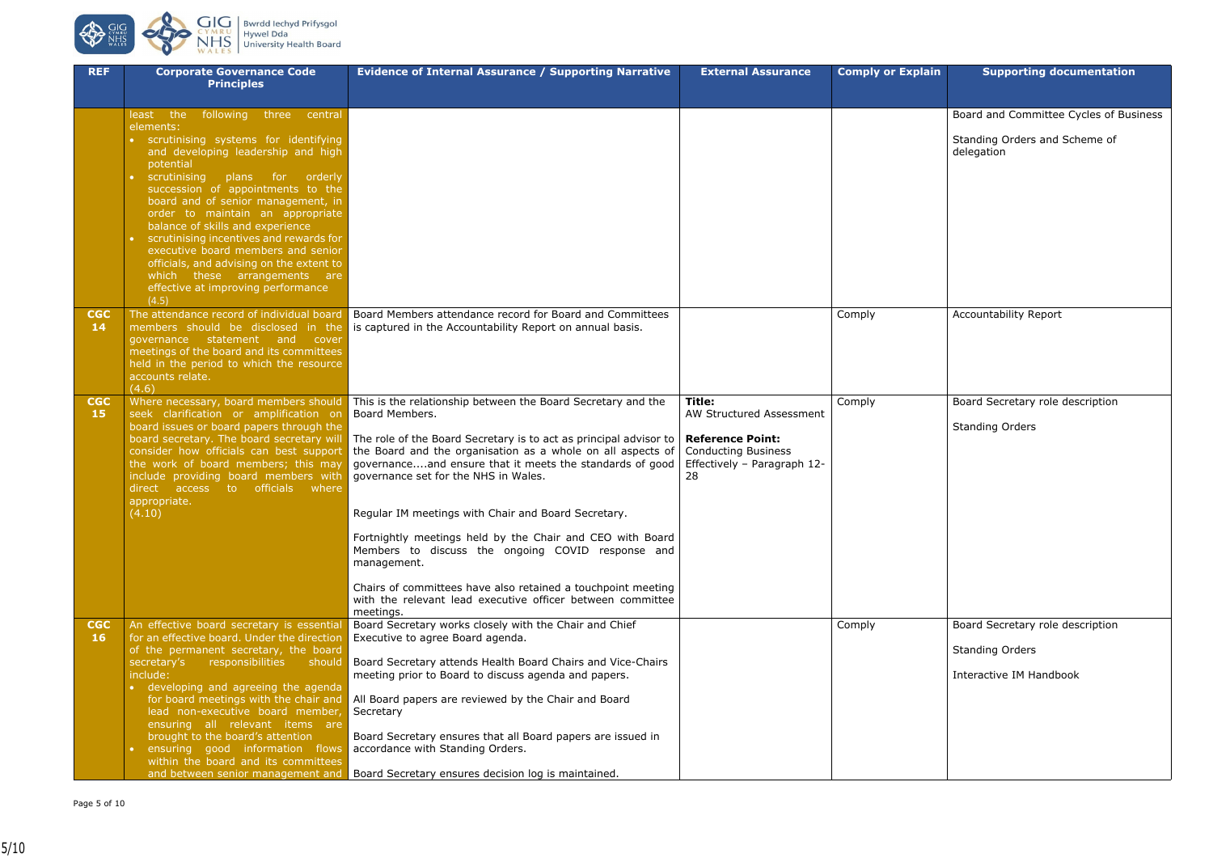| REF | Corporate Governance Code Principles | Evidence of Internal Assurance / Supporting Narrative | External Assurance | Comply or Explain | Supporting documentation |
|---|---|---|---|---|---|
| | least the following three central elements:<br>• scrutinising systems for identifying and developing leadership and high potential<br>• scrutinising plans for orderly succession of appointments to the board and of senior management, in order to maintain an appropriate balance of skills and experience<br>• scrutinising incentives and rewards for executive board members and senior officials, and advising on the extent to which these arrangements are effective at improving performance<br>(4.5) | | | | Board and Committee Cycles of Business<br><br>Standing Orders and Scheme of delegation |
| **CGC 14** | The attendance record of individual board members should be disclosed in the governance statement and cover meetings of the board and its committees held in the period to which the resource accounts relate.<br>(4.6) | Board Members attendance record for Board and Committees is captured in the Accountability Report on annual basis. | | Comply | Accountability Report |
| **CGC 15** | Where necessary, board members should seek clarification or amplification on board issues or board papers through the board secretary. The board secretary will consider how officials can best support the work of board members; this may include providing board members with direct access to officials where appropriate.<br>(4.10) | This is the relationship between the Board Secretary and the Board Members.<br><br>The role of the Board Secretary is to act as principal advisor to the Board and the organisation as a whole on all aspects of governance....and ensure that it meets the standards of good governance set for the NHS in Wales.<br><br>Regular IM meetings with Chair and Board Secretary.<br><br>Fortnightly meetings held by the Chair and CEO with Board Members to discuss the ongoing COVID response and management.<br><br>Chairs of committees have also retained a touchpoint meeting with the relevant lead executive officer between committee meetings. | **Title:**<br>AW Structured Assessment<br><br>**Reference Point:**<br>Conducting Business Effectively – Paragraph 12-28 | Comply | Board Secretary role description<br><br>Standing Orders |
| **CGC 16** | An effective board secretary is essential for an effective board. Under the direction of the permanent secretary, the board secretary's responsibilities should include:<br>• developing and agreeing the agenda for board meetings with the chair and lead non-executive board member, ensuring all relevant items are brought to the board's attention<br>• ensuring good information flows within the board and its committees and between senior management and | Board Secretary works closely with the Chair and Chief Executive to agree Board agenda.<br><br>Board Secretary attends Health Board Chairs and Vice-Chairs meeting prior to Board to discuss agenda and papers.<br><br>All Board papers are reviewed by the Chair and Board Secretary<br><br>Board Secretary ensures that all Board papers are issued in accordance with Standing Orders.<br><br>Board Secretary ensures decision log is maintained. | | Comply | Board Secretary role description<br><br>Standing Orders<br><br>Interactive IM Handbook |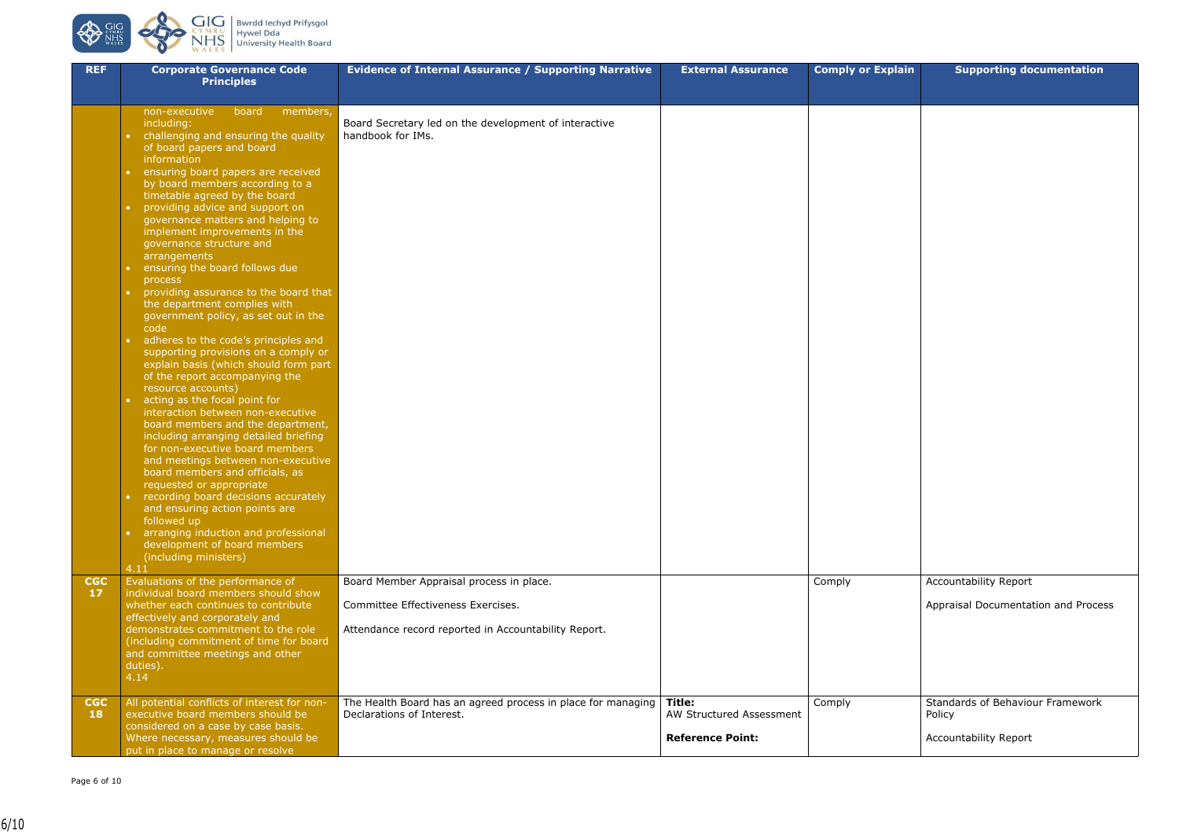| REF | Corporate Governance Code Principles | Evidence of Internal Assurance / Supporting Narrative | External Assurance | Comply or Explain | Supporting documentation |
|---|---|---|---|---|---|
| | non-executive board members, including:<br>• challenging and ensuring the quality of board papers and board information<br>• ensuring board papers are received by board members according to a timetable agreed by the board<br>• providing advice and support on governance matters and helping to implement improvements in the governance structure and arrangements<br>• ensuring the board follows due process<br>• providing assurance to the board that the department complies with government policy, as set out in the code<br>• adheres to the code's principles and supporting provisions on a comply or explain basis (which should form part of the report accompanying the resource accounts)<br>• acting as the focal point for interaction between non-executive board members and the department, including arranging detailed briefing for non-executive board members and meetings between non-executive board members and officials, as requested or appropriate<br>• recording board decisions accurately and ensuring action points are followed up<br>• arranging induction and professional development of board members (including ministers)<br>4.11 | Board Secretary led on the development of interactive handbook for IMs. | | | |
| **CGC 17** | Evaluations of the performance of individual board members should show whether each continues to contribute effectively and corporately and demonstrates commitment to the role (including commitment of time for board and committee meetings and other duties).<br>4.14 | Board Member Appraisal process in place.<br><br>Committee Effectiveness Exercises.<br><br>Attendance record reported in Accountability Report. | | Comply | Accountability Report<br><br>Appraisal Documentation and Process |
| **CGC 18** | All potential conflicts of interest for non-executive board members should be considered on a case by case basis. Where necessary, measures should be put in place to manage or resolve | The Health Board has an agreed process in place for managing Declarations of Interest. | **Title:**<br>AW Structured Assessment<br><br>**Reference Point:** | Comply | Standards of Behaviour Framework Policy<br><br>Accountability Report |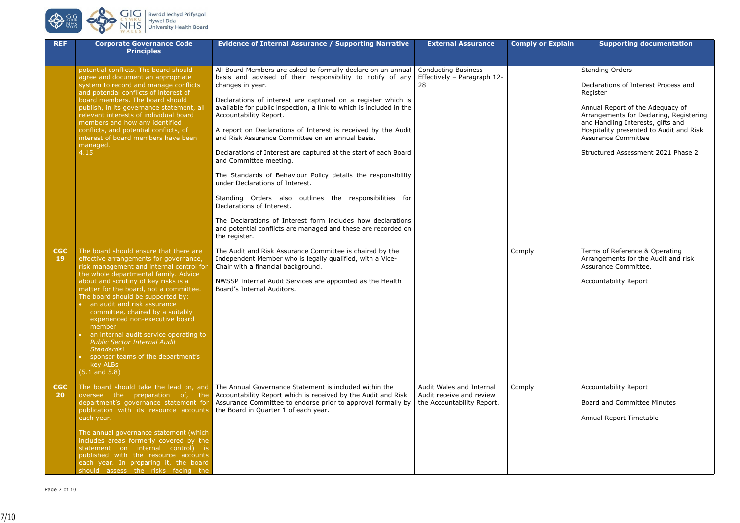| REF | Corporate Governance Code Principles | Evidence of Internal Assurance / Supporting Narrative | External Assurance | Comply or Explain | Supporting documentation |
|---|---|---|---|---|---|
| | potential conflicts. The board should agree and document an appropriate system to record and manage conflicts and potential conflicts of interest of board members. The board should publish, in its governance statement, all relevant interests of individual board members and how any identified conflicts, and potential conflicts, of interest of board members have been managed.<br>4.15 | All Board Members are asked to formally declare on an annual basis and advised of their responsibility to notify of any changes in year.<br><br>Declarations of interest are captured on a register which is available for public inspection, a link to which is included in the Accountability Report.<br><br>A report on Declarations of Interest is received by the Audit and Risk Assurance Committee on an annual basis.<br><br>Declarations of Interest are captured at the start of each Board and Committee meeting.<br><br>The Standards of Behaviour Policy details the responsibility under Declarations of Interest.<br><br>Standing Orders also outlines the responsibilities for Declarations of Interest.<br><br>The Declarations of Interest form includes how declarations and potential conflicts are managed and these are recorded on the register. | Conducting Business Effectively – Paragraph 12-28 | | Standing Orders<br><br>Declarations of Interest Process and Register<br><br>Annual Report of the Adequacy of Arrangements for Declaring, Registering and Handling Interests, gifts and Hospitality presented to Audit and Risk Assurance Committee<br><br>Structured Assessment 2021 Phase 2 |
| CGC 19 | The board should ensure that there are effective arrangements for governance, risk management and internal control for the whole departmental family. Advice about and scrutiny of key risks is a matter for the board, not a committee. The board should be supported by:<br>• an audit and risk assurance committee, chaired by a suitably experienced non-executive board member<br>• an internal audit service operating to *Public Sector Internal Audit Standards*1<br>• sponsor teams of the department's key ALBs<br>(5.1 and 5.8) | The Audit and Risk Assurance Committee is chaired by the Independent Member who is legally qualified, with a Vice-Chair with a financial background.<br><br>NWSSP Internal Audit Services are appointed as the Health Board's Internal Auditors. | | Comply | Terms of Reference & Operating Arrangements for the Audit and risk Assurance Committee.<br><br>Accountability Report |
| CGC 20 | The board should take the lead on, and oversee the preparation of, the department's governance statement for publication with its resource accounts each year.<br><br>The annual governance statement (which includes areas formerly covered by the statement on internal control) is published with the resource accounts each year. In preparing it, the board should assess the risks facing the | The Annual Governance Statement is included within the Accountability Report which is received by the Audit and Risk Assurance Committee to endorse prior to approval formally by the Board in Quarter 1 of each year. | Audit Wales and Internal Audit receive and review the Accountability Report. | Comply | Accountability Report<br><br>Board and Committee Minutes<br><br>Annual Report Timetable |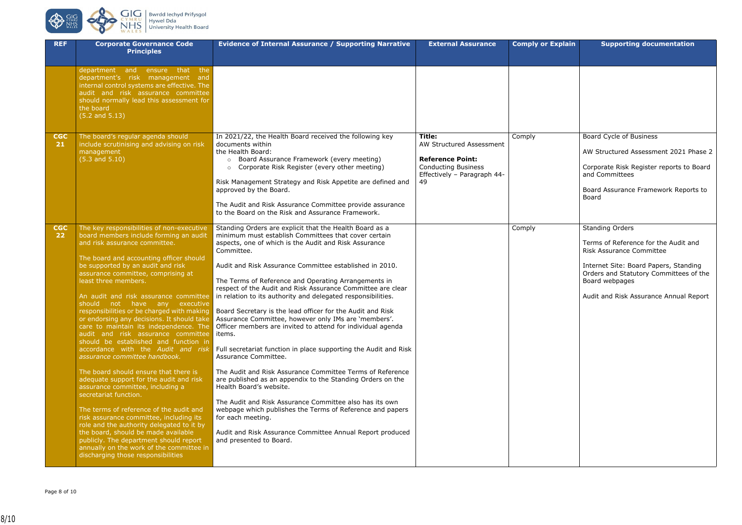| REF | Corporate Governance Code Principles | Evidence of Internal Assurance / Supporting Narrative | External Assurance | Comply or Explain | Supporting documentation |
|---|---|---|---|---|---|
| | department and ensure that the department's risk management and internal control systems are effective. The audit and risk assurance committee should normally lead this assessment for the board (5.2 and 5.13) | | | | |
| **CGC 21** | The board's regular agenda should include scrutinising and advising on risk management (5.3 and 5.10) | In 2021/22, the Health Board received the following key documents within the Health Board:<br>○ Board Assurance Framework (every meeting)<br>○ Corporate Risk Register (every other meeting)<br><br>Risk Management Strategy and Risk Appetite are defined and approved by the Board.<br><br>The Audit and Risk Assurance Committee provide assurance to the Board on the Risk and Assurance Framework. | **Title:**<br>AW Structured Assessment<br><br>**Reference Point:**<br>Conducting Business Effectively – Paragraph 44-49 | Comply | Board Cycle of Business<br><br>AW Structured Assessment 2021 Phase 2<br><br>Corporate Risk Register reports to Board and Committees<br><br>Board Assurance Framework Reports to Board |
| **CGC 22** | The key responsibilities of non-executive board members include forming an audit and risk assurance committee.<br><br>The board and accounting officer should be supported by an audit and risk assurance committee, comprising at least three members.<br><br>An audit and risk assurance committee should not have any executive responsibilities or be charged with making or endorsing any decisions. It should take care to maintain its independence. The audit and risk assurance committee should be established and function in accordance with the *Audit and risk assurance committee handbook.*<br><br>The board should ensure that there is adequate support for the audit and risk assurance committee, including a secretariat function.<br><br>The terms of reference of the audit and risk assurance committee, including its role and the authority delegated to it by the board, should be made available publicly. The department should report annually on the work of the committee in discharging those responsibilities | Standing Orders are explicit that the Health Board as a minimum must establish Committees that cover certain aspects, one of which is the Audit and Risk Assurance Committee.<br><br>Audit and Risk Assurance Committee established in 2010.<br><br>The Terms of Reference and Operating Arrangements in respect of the Audit and Risk Assurance Committee are clear in relation to its authority and delegated responsibilities.<br><br>Board Secretary is the lead officer for the Audit and Risk Assurance Committee, however only IMs are 'members'. Officer members are invited to attend for individual agenda items.<br><br>Full secretariat function in place supporting the Audit and Risk Assurance Committee.<br><br>The Audit and Risk Assurance Committee Terms of Reference are published as an appendix to the Standing Orders on the Health Board's website.<br><br>The Audit and Risk Assurance Committee also has its own webpage which publishes the Terms of Reference and papers for each meeting.<br><br>Audit and Risk Assurance Committee Annual Report produced and presented to Board. | | Comply | Standing Orders<br><br>Terms of Reference for the Audit and Risk Assurance Committee<br><br>Internet Site: Board Papers, Standing Orders and Statutory Committees of the Board webpages<br><br>Audit and Risk Assurance Annual Report |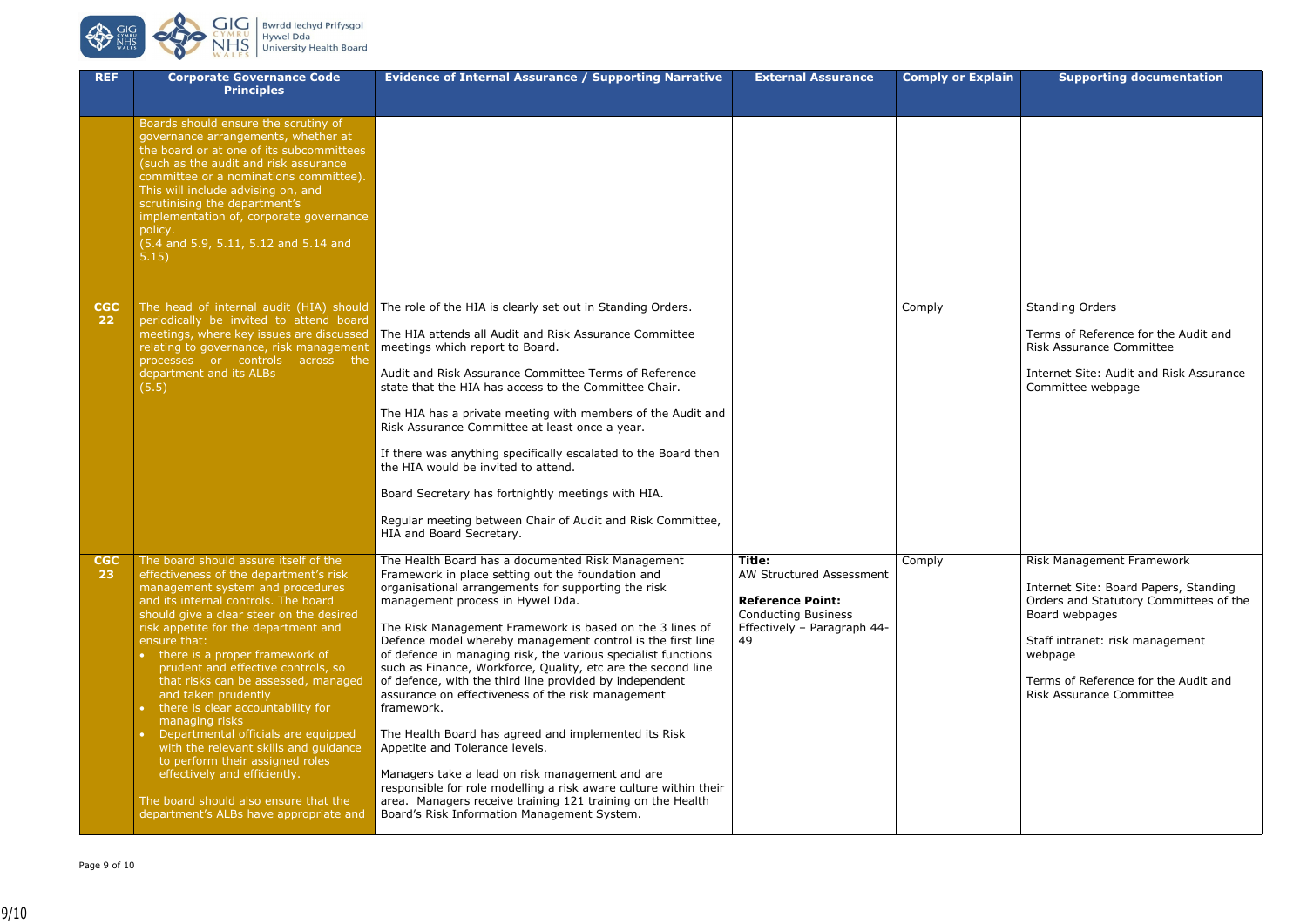| REF | Corporate Governance Code Principles | Evidence of Internal Assurance / Supporting Narrative | External Assurance | Comply or Explain | Supporting documentation |
|---|---|---|---|---|---|
| | Boards should ensure the scrutiny of governance arrangements, whether at the board or at one of its subcommittees (such as the audit and risk assurance committee or a nominations committee). This will include advising on, and scrutinising the department's implementation of, corporate governance policy.<br>(5.4 and 5.9, 5.11, 5.12 and 5.14 and 5.15) | | | | |
| CGC 22 | The head of internal audit (HIA) should periodically be invited to attend board meetings, where key issues are discussed relating to governance, risk management processes or controls across the department and its ALBs<br>(5.5) | The role of the HIA is clearly set out in Standing Orders.<br><br>The HIA attends all Audit and Risk Assurance Committee meetings which report to Board.<br><br>Audit and Risk Assurance Committee Terms of Reference state that the HIA has access to the Committee Chair.<br><br>The HIA has a private meeting with members of the Audit and Risk Assurance Committee at least once a year.<br><br>If there was anything specifically escalated to the Board then the HIA would be invited to attend.<br><br>Board Secretary has fortnightly meetings with HIA.<br><br>Regular meeting between Chair of Audit and Risk Committee, HIA and Board Secretary. | | Comply | Standing Orders<br><br>Terms of Reference for the Audit and Risk Assurance Committee<br><br>Internet Site: Audit and Risk Assurance Committee webpage |
| CGC 23 | The board should assure itself of the effectiveness of the department's risk management system and procedures and its internal controls. The board should give a clear steer on the desired risk appetite for the department and ensure that:<br>• there is a proper framework of prudent and effective controls, so that risks can be assessed, managed and taken prudently<br>• there is clear accountability for managing risks<br>• Departmental officials are equipped with the relevant skills and guidance to perform their assigned roles effectively and efficiently.<br><br>The board should also ensure that the department's ALBs have appropriate and | The Health Board has a documented Risk Management Framework in place setting out the foundation and organisational arrangements for supporting the risk management process in Hywel Dda.<br><br>The Risk Management Framework is based on the 3 lines of Defence model whereby management control is the first line of defence in managing risk, the various specialist functions such as Finance, Workforce, Quality, etc are the second line of defence, with the third line provided by independent assurance on effectiveness of the risk management framework.<br><br>The Health Board has agreed and implemented its Risk Appetite and Tolerance levels.<br><br>Managers take a lead on risk management and are responsible for role modelling a risk aware culture within their area. Managers receive training 121 training on the Health Board's Risk Information Management System. | **Title:**<br>AW Structured Assessment<br><br>**Reference Point:**<br>Conducting Business Effectively – Paragraph 44-49 | Comply | Risk Management Framework<br><br>Internet Site: Board Papers, Standing Orders and Statutory Committees of the Board webpages<br><br>Staff intranet: risk management webpage<br><br>Terms of Reference for the Audit and Risk Assurance Committee |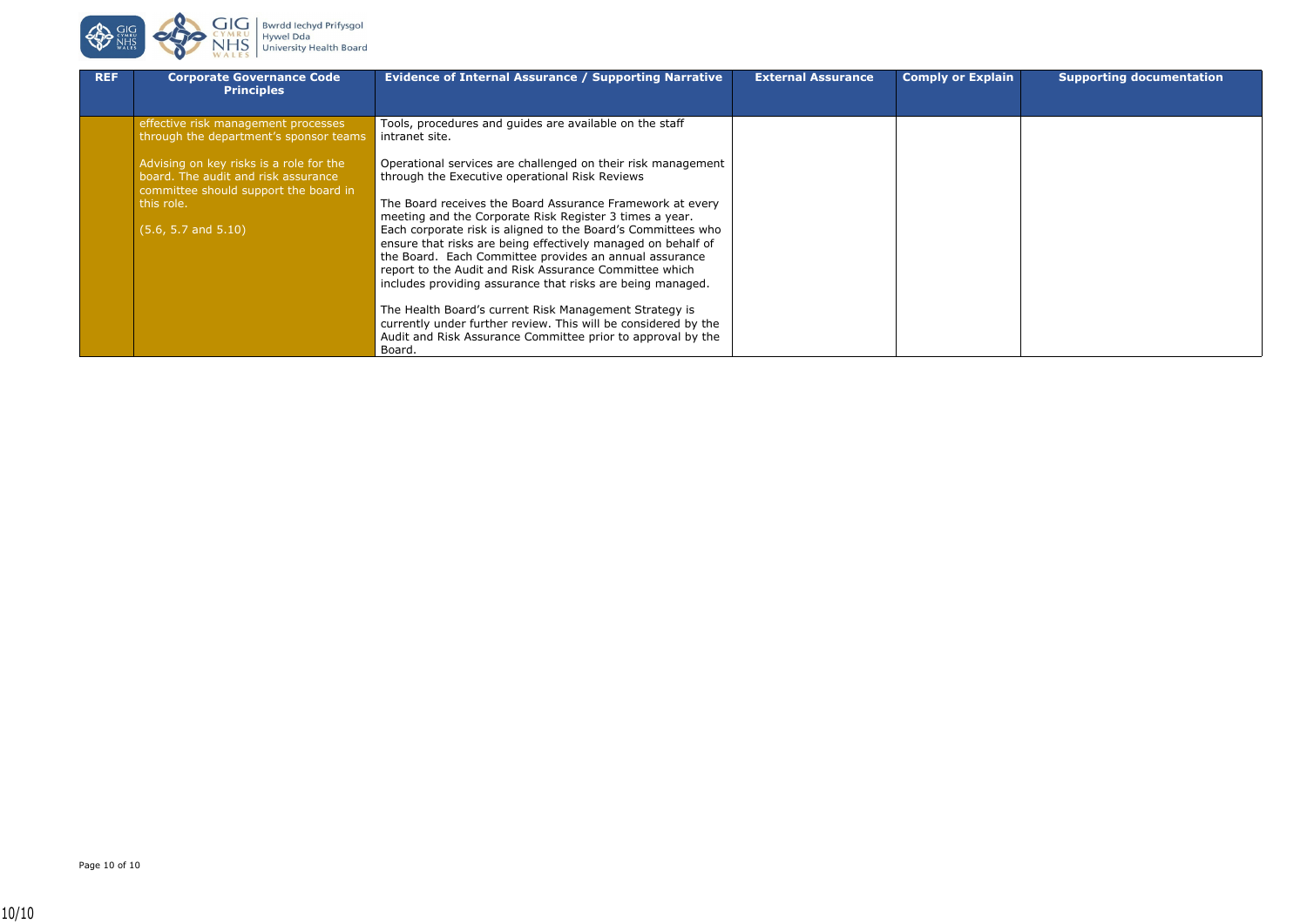| REF | Corporate Governance Code Principles | Evidence of Internal Assurance / Supporting Narrative | External Assurance | Comply or Explain | Supporting documentation |
|---|---|---|---|---|---|
| | effective risk management processes through the department's sponsor teams<br><br>Advising on key risks is a role for the board. The audit and risk assurance committee should support the board in this role.<br><br>(5.6, 5.7 and 5.10) | Tools, procedures and guides are available on the staff intranet site.<br><br>Operational services are challenged on their risk management through the Executive operational Risk Reviews<br><br>The Board receives the Board Assurance Framework at every meeting and the Corporate Risk Register 3 times a year. Each corporate risk is aligned to the Board's Committees who ensure that risks are being effectively managed on behalf of the Board. Each Committee provides an annual assurance report to the Audit and Risk Assurance Committee which includes providing assurance that risks are being managed.<br><br>The Health Board's current Risk Management Strategy is currently under further review. This will be considered by the Audit and Risk Assurance Committee prior to approval by the Board. | | | |